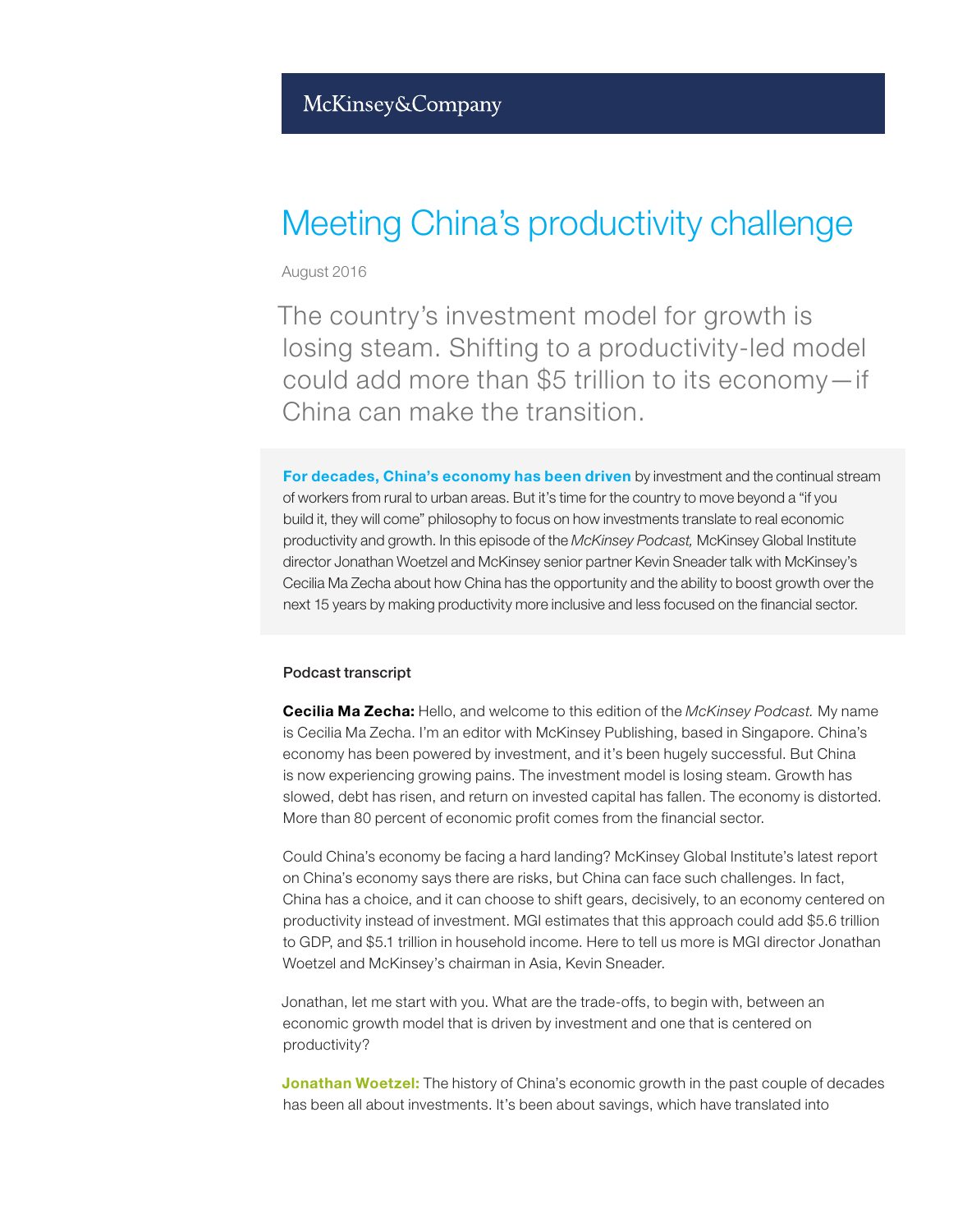McKinsey&Company

# Meeting China's productivity challenge

August 2016

## The country's investment model for growth is losing steam. Shifting to a productivity-led model could add more than $5 trillion to its economy—if China can make the transition.

**For decades, China's economy has been driven** by investment and the continual stream of workers from rural to urban areas. But it's time for the country to move beyond a "if you build it, they will come" philosophy to focus on how investments translate to real economic productivity and growth. In this episode of the *McKinsey Podcast,* McKinsey Global Institute director Jonathan Woetzel and McKinsey senior partner Kevin Sneader talk with McKinsey's Cecilia Ma Zecha about how China has the opportunity and the ability to boost growth over the next 15 years by making productivity more inclusive and less focused on the financial sector.

### Podcast transcript

**Cecilia Ma Zecha:** Hello, and welcome to this edition of the *McKinsey Podcast.* My name is Cecilia Ma Zecha. I'm an editor with McKinsey Publishing, based in Singapore. China's economy has been powered by investment, and it's been hugely successful. But China is now experiencing growing pains. The investment model is losing steam. Growth has slowed, debt has risen, and return on invested capital has fallen. The economy is distorted. More than 80 percent of economic profit comes from the financial sector.

Could China's economy be facing a hard landing? McKinsey Global Institute's latest report on China's economy says there are risks, but China can face such challenges. In fact, China has a choice, and it can choose to shift gears, decisively, to an economy centered on productivity instead of investment. MGI estimates that this approach could add $5.6 trillion to GDP, and $5.1 trillion in household income. Here to tell us more is MGI director Jonathan Woetzel and McKinsey's chairman in Asia, Kevin Sneader.

Jonathan, let me start with you. What are the trade-offs, to begin with, between an economic growth model that is driven by investment and one that is centered on productivity?

**Jonathan Woetzel:** The history of China's economic growth in the past couple of decades has been all about investments. It's been about savings, which have translated into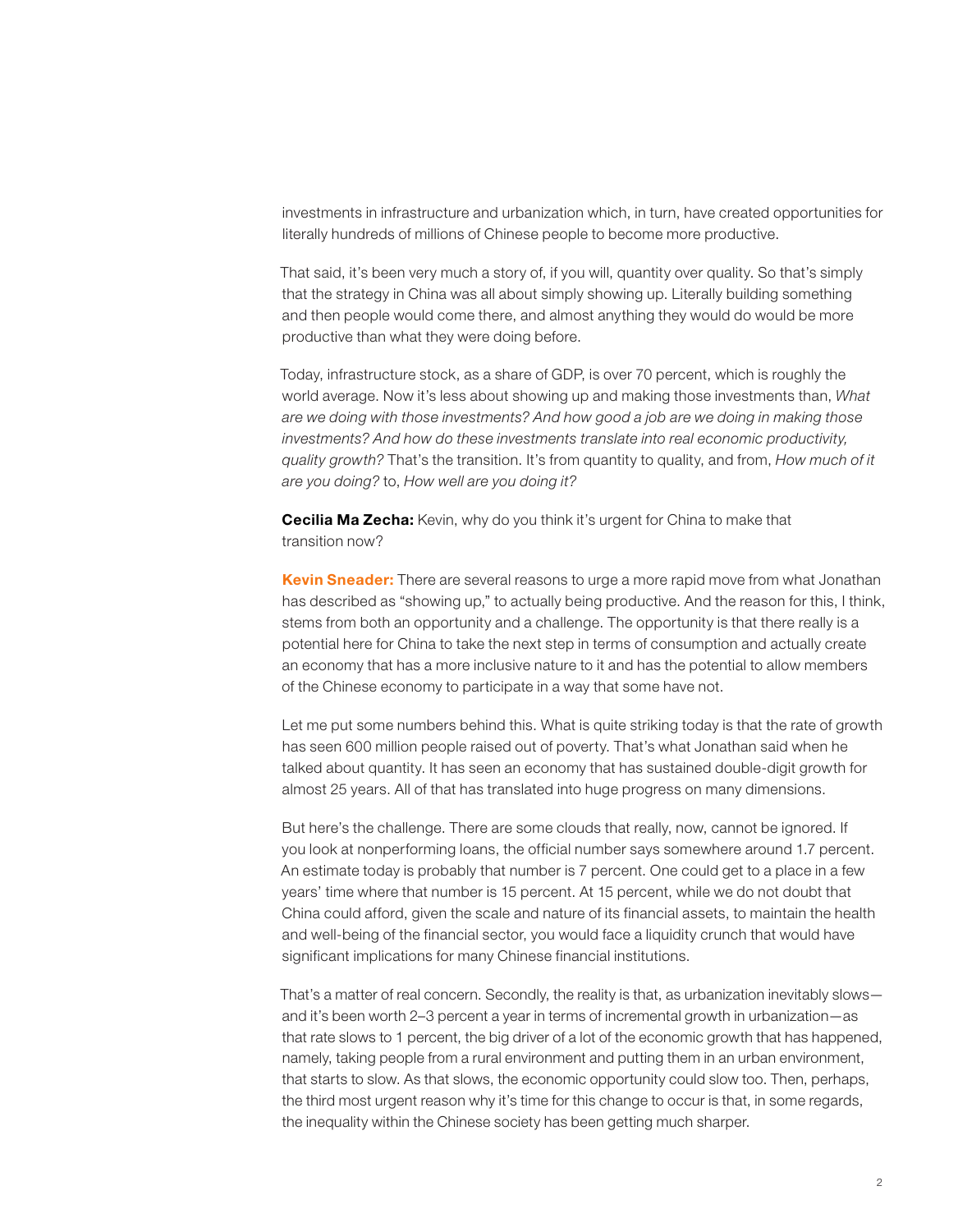investments in infrastructure and urbanization which, in turn, have created opportunities for literally hundreds of millions of Chinese people to become more productive.

That said, it's been very much a story of, if you will, quantity over quality. So that's simply that the strategy in China was all about simply showing up. Literally building something and then people would come there, and almost anything they would do would be more productive than what they were doing before.

Today, infrastructure stock, as a share of GDP, is over 70 percent, which is roughly the world average. Now it's less about showing up and making those investments than, *What are we doing with those investments? And how good a job are we doing in making those investments? And how do these investments translate into real economic productivity, quality growth?* That's the transition. It's from quantity to quality, and from, *How much of it are you doing?* to, *How well are you doing it?*

**Cecilia Ma Zecha:** Kevin, why do you think it's urgent for China to make that transition now?

**Kevin Sneader:** There are several reasons to urge a more rapid move from what Jonathan has described as "showing up," to actually being productive. And the reason for this, I think, stems from both an opportunity and a challenge. The opportunity is that there really is a potential here for China to take the next step in terms of consumption and actually create an economy that has a more inclusive nature to it and has the potential to allow members of the Chinese economy to participate in a way that some have not.

Let me put some numbers behind this. What is quite striking today is that the rate of growth has seen 600 million people raised out of poverty. That's what Jonathan said when he talked about quantity. It has seen an economy that has sustained double-digit growth for almost 25 years. All of that has translated into huge progress on many dimensions.

But here's the challenge. There are some clouds that really, now, cannot be ignored. If you look at nonperforming loans, the official number says somewhere around 1.7 percent. An estimate today is probably that number is 7 percent. One could get to a place in a few years' time where that number is 15 percent. At 15 percent, while we do not doubt that China could afford, given the scale and nature of its financial assets, to maintain the health and well-being of the financial sector, you would face a liquidity crunch that would have significant implications for many Chinese financial institutions.

That's a matter of real concern. Secondly, the reality is that, as urbanization inevitably slows—and it's been worth 2–3 percent a year in terms of incremental growth in urbanization—as that rate slows to 1 percent, the big driver of a lot of the economic growth that has happened, namely, taking people from a rural environment and putting them in an urban environment, that starts to slow. As that slows, the economic opportunity could slow too. Then, perhaps, the third most urgent reason why it's time for this change to occur is that, in some regards, the inequality within the Chinese society has been getting much sharper.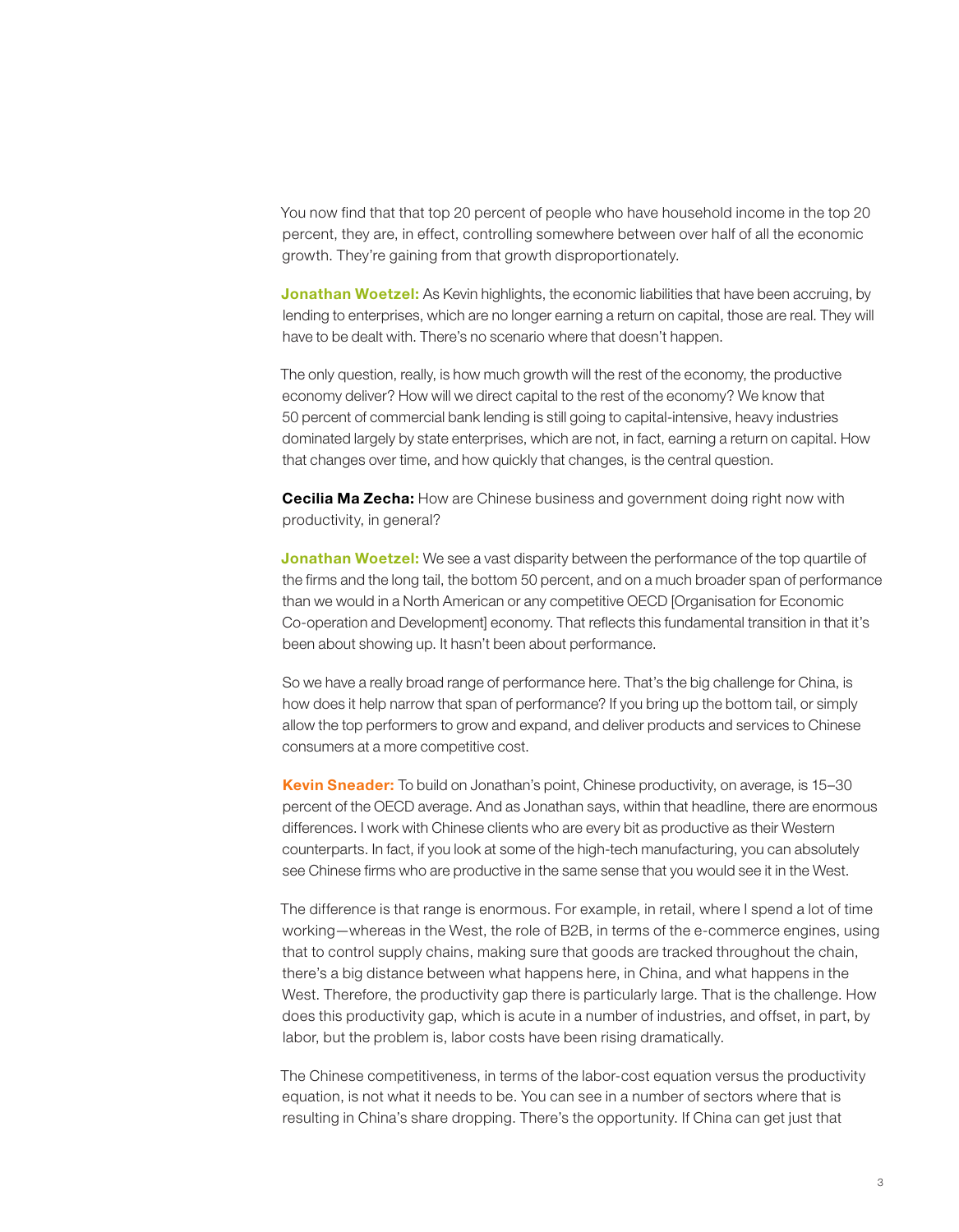You now find that that top 20 percent of people who have household income in the top 20 percent, they are, in effect, controlling somewhere between over half of all the economic growth. They're gaining from that growth disproportionately.

**Jonathan Woetzel:** As Kevin highlights, the economic liabilities that have been accruing, by lending to enterprises, which are no longer earning a return on capital, those are real. They will have to be dealt with. There's no scenario where that doesn't happen.

The only question, really, is how much growth will the rest of the economy, the productive economy deliver? How will we direct capital to the rest of the economy? We know that 50 percent of commercial bank lending is still going to capital-intensive, heavy industries dominated largely by state enterprises, which are not, in fact, earning a return on capital. How that changes over time, and how quickly that changes, is the central question.

**Cecilia Ma Zecha:** How are Chinese business and government doing right now with productivity, in general?

**Jonathan Woetzel:** We see a vast disparity between the performance of the top quartile of the firms and the long tail, the bottom 50 percent, and on a much broader span of performance than we would in a North American or any competitive OECD [Organisation for Economic Co-operation and Development] economy. That reflects this fundamental transition in that it's been about showing up. It hasn't been about performance.

So we have a really broad range of performance here. That's the big challenge for China, is how does it help narrow that span of performance? If you bring up the bottom tail, or simply allow the top performers to grow and expand, and deliver products and services to Chinese consumers at a more competitive cost.

**Kevin Sneader:** To build on Jonathan's point, Chinese productivity, on average, is 15–30 percent of the OECD average. And as Jonathan says, within that headline, there are enormous differences. I work with Chinese clients who are every bit as productive as their Western counterparts. In fact, if you look at some of the high-tech manufacturing, you can absolutely see Chinese firms who are productive in the same sense that you would see it in the West.

The difference is that range is enormous. For example, in retail, where I spend a lot of time working—whereas in the West, the role of B2B, in terms of the e-commerce engines, using that to control supply chains, making sure that goods are tracked throughout the chain, there's a big distance between what happens here, in China, and what happens in the West. Therefore, the productivity gap there is particularly large. That is the challenge. How does this productivity gap, which is acute in a number of industries, and offset, in part, by labor, but the problem is, labor costs have been rising dramatically.

The Chinese competitiveness, in terms of the labor-cost equation versus the productivity equation, is not what it needs to be. You can see in a number of sectors where that is resulting in China's share dropping. There's the opportunity. If China can get just that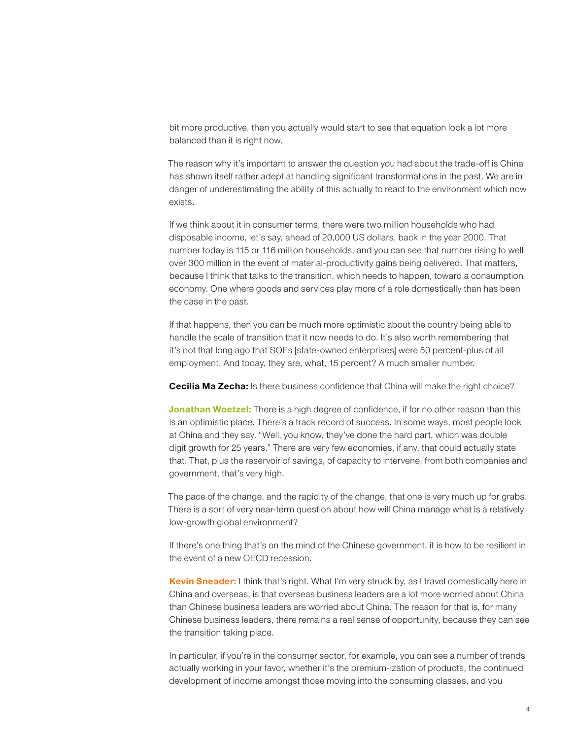bit more productive, then you actually would start to see that equation look a lot more balanced than it is right now.

The reason why it's important to answer the question you had about the trade-off is China has shown itself rather adept at handling significant transformations in the past. We are in danger of underestimating the ability of this actually to react to the environment which now exists.

If we think about it in consumer terms, there were two million households who had disposable income, let's say, ahead of 20,000 US dollars, back in the year 2000. That number today is 115 or 116 million households, and you can see that number rising to well over 300 million in the event of material-productivity gains being delivered. That matters, because I think that talks to the transition, which needs to happen, toward a consumption economy. One where goods and services play more of a role domestically than has been the case in the past.

If that happens, then you can be much more optimistic about the country being able to handle the scale of transition that it now needs to do. It's also worth remembering that it's not that long ago that SOEs [state-owned enterprises] were 50 percent-plus of all employment. And today, they are, what, 15 percent? A much smaller number.

**Cecilia Ma Zecha:** Is there business confidence that China will make the right choice?

**Jonathan Woetzel:** There is a high degree of confidence, if for no other reason than this is an optimistic place. There's a track record of success. In some ways, most people look at China and they say, "Well, you know, they've done the hard part, which was double digit growth for 25 years." There are very few economies, if any, that could actually state that. That, plus the reservoir of savings, of capacity to intervene, from both companies and government, that's very high.

The pace of the change, and the rapidity of the change, that one is very much up for grabs. There is a sort of very near-term question about how will China manage what is a relatively low-growth global environment?

If there's one thing that's on the mind of the Chinese government, it is how to be resilient in the event of a new OECD recession.

**Kevin Sneader:** I think that's right. What I'm very struck by, as I travel domestically here in China and overseas, is that overseas business leaders are a lot more worried about China than Chinese business leaders are worried about China. The reason for that is, for many Chinese business leaders, there remains a real sense of opportunity, because they can see the transition taking place.

In particular, if you're in the consumer sector, for example, you can see a number of trends actually working in your favor, whether it's the premium-ization of products, the continued development of income amongst those moving into the consuming classes, and you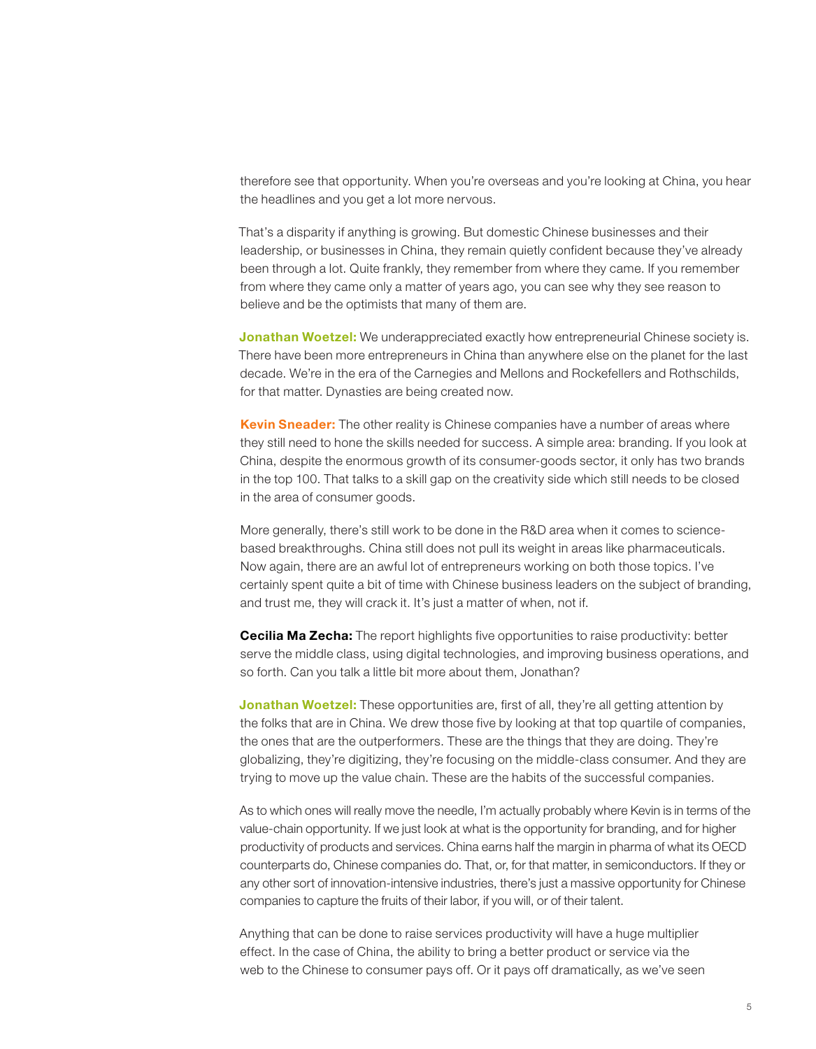therefore see that opportunity. When you're overseas and you're looking at China, you hear the headlines and you get a lot more nervous.

That's a disparity if anything is growing. But domestic Chinese businesses and their leadership, or businesses in China, they remain quietly confident because they've already been through a lot. Quite frankly, they remember from where they came. If you remember from where they came only a matter of years ago, you can see why they see reason to believe and be the optimists that many of them are.

**Jonathan Woetzel:** We underappreciated exactly how entrepreneurial Chinese society is. There have been more entrepreneurs in China than anywhere else on the planet for the last decade. We're in the era of the Carnegies and Mellons and Rockefellers and Rothschilds, for that matter. Dynasties are being created now.

**Kevin Sneader:** The other reality is Chinese companies have a number of areas where they still need to hone the skills needed for success. A simple area: branding. If you look at China, despite the enormous growth of its consumer-goods sector, it only has two brands in the top 100. That talks to a skill gap on the creativity side which still needs to be closed in the area of consumer goods.

More generally, there's still work to be done in the R&D area when it comes to science-based breakthroughs. China still does not pull its weight in areas like pharmaceuticals. Now again, there are an awful lot of entrepreneurs working on both those topics. I've certainly spent quite a bit of time with Chinese business leaders on the subject of branding, and trust me, they will crack it. It's just a matter of when, not if.

**Cecilia Ma Zecha:** The report highlights five opportunities to raise productivity: better serve the middle class, using digital technologies, and improving business operations, and so forth. Can you talk a little bit more about them, Jonathan?

**Jonathan Woetzel:** These opportunities are, first of all, they're all getting attention by the folks that are in China. We drew those five by looking at that top quartile of companies, the ones that are the outperformers. These are the things that they are doing. They're globalizing, they're digitizing, they're focusing on the middle-class consumer. And they are trying to move up the value chain. These are the habits of the successful companies.

As to which ones will really move the needle, I'm actually probably where Kevin is in terms of the value-chain opportunity. If we just look at what is the opportunity for branding, and for higher productivity of products and services. China earns half the margin in pharma of what its OECD counterparts do, Chinese companies do. That, or, for that matter, in semiconductors. If they or any other sort of innovation-intensive industries, there's just a massive opportunity for Chinese companies to capture the fruits of their labor, if you will, or of their talent.

Anything that can be done to raise services productivity will have a huge multiplier effect. In the case of China, the ability to bring a better product or service via the web to the Chinese to consumer pays off. Or it pays off dramatically, as we've seen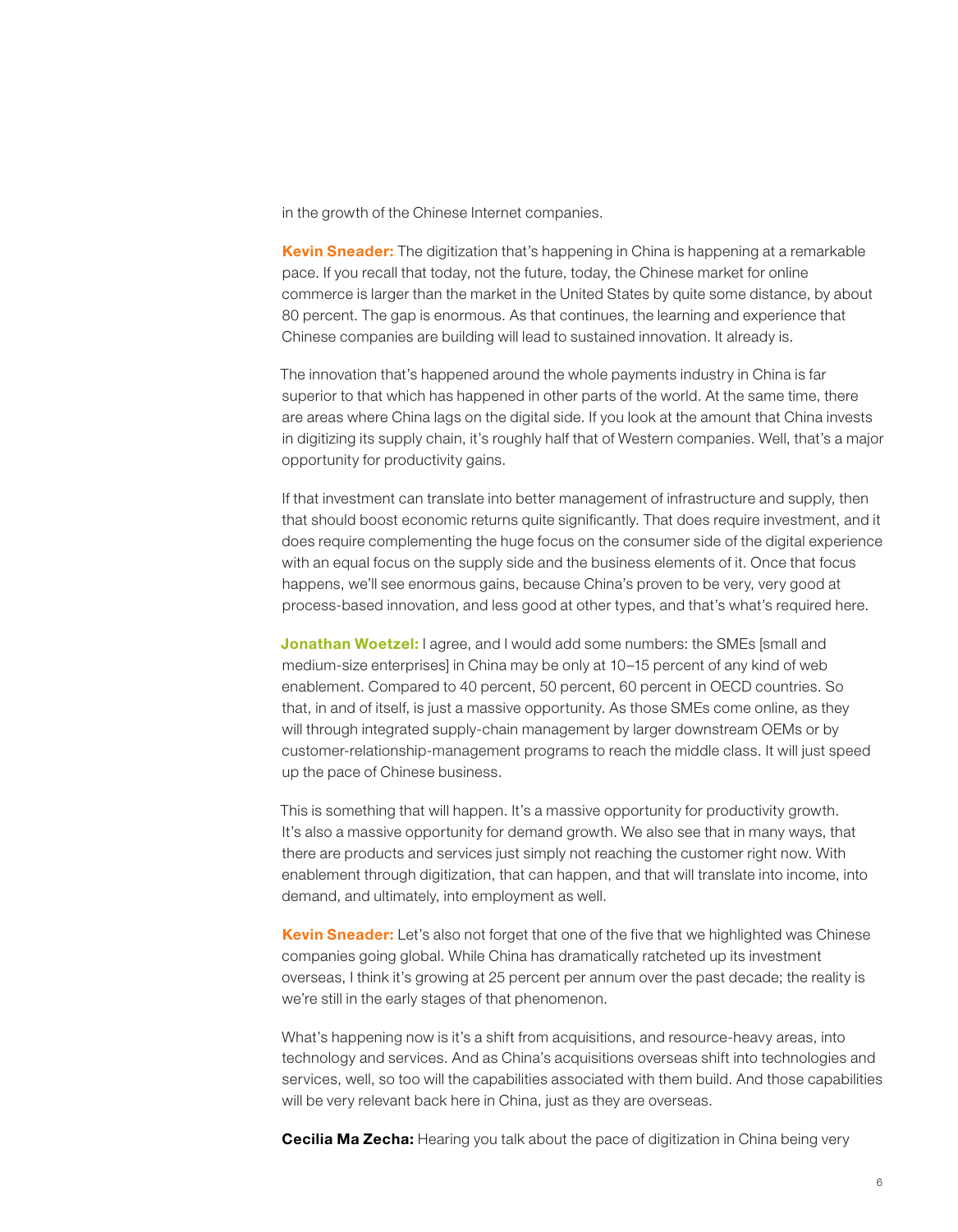in the growth of the Chinese Internet companies.

**Kevin Sneader:** The digitization that's happening in China is happening at a remarkable pace. If you recall that today, not the future, today, the Chinese market for online commerce is larger than the market in the United States by quite some distance, by about 80 percent. The gap is enormous. As that continues, the learning and experience that Chinese companies are building will lead to sustained innovation. It already is.

The innovation that's happened around the whole payments industry in China is far superior to that which has happened in other parts of the world. At the same time, there are areas where China lags on the digital side. If you look at the amount that China invests in digitizing its supply chain, it's roughly half that of Western companies. Well, that's a major opportunity for productivity gains.

If that investment can translate into better management of infrastructure and supply, then that should boost economic returns quite significantly. That does require investment, and it does require complementing the huge focus on the consumer side of the digital experience with an equal focus on the supply side and the business elements of it. Once that focus happens, we'll see enormous gains, because China's proven to be very, very good at process-based innovation, and less good at other types, and that's what's required here.

**Jonathan Woetzel:** I agree, and I would add some numbers: the SMEs [small and medium-size enterprises] in China may be only at 10–15 percent of any kind of web enablement. Compared to 40 percent, 50 percent, 60 percent in OECD countries. So that, in and of itself, is just a massive opportunity. As those SMEs come online, as they will through integrated supply-chain management by larger downstream OEMs or by customer-relationship-management programs to reach the middle class. It will just speed up the pace of Chinese business.

This is something that will happen. It's a massive opportunity for productivity growth. It's also a massive opportunity for demand growth. We also see that in many ways, that there are products and services just simply not reaching the customer right now. With enablement through digitization, that can happen, and that will translate into income, into demand, and ultimately, into employment as well.

**Kevin Sneader:** Let's also not forget that one of the five that we highlighted was Chinese companies going global. While China has dramatically ratcheted up its investment overseas, I think it's growing at 25 percent per annum over the past decade; the reality is we're still in the early stages of that phenomenon.

What's happening now is it's a shift from acquisitions, and resource-heavy areas, into technology and services. And as China's acquisitions overseas shift into technologies and services, well, so too will the capabilities associated with them build. And those capabilities will be very relevant back here in China, just as they are overseas.

**Cecilia Ma Zecha:** Hearing you talk about the pace of digitization in China being very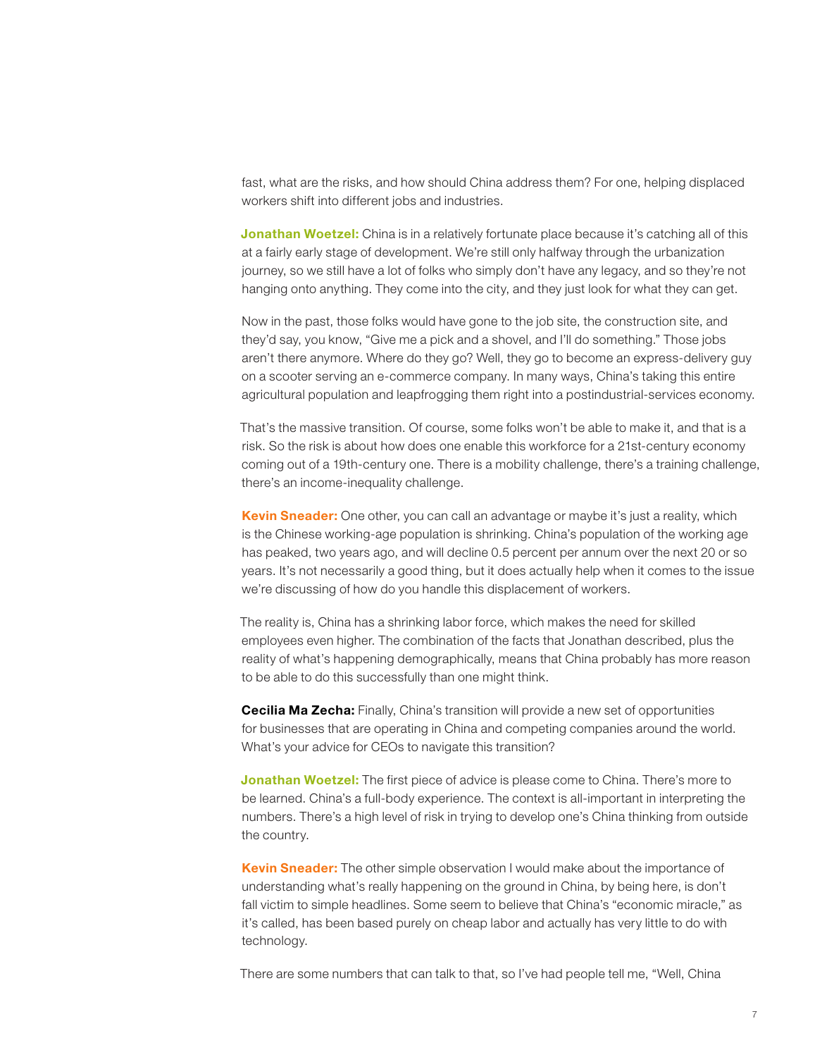fast, what are the risks, and how should China address them? For one, helping displaced workers shift into different jobs and industries.

**Jonathan Woetzel:** China is in a relatively fortunate place because it's catching all of this at a fairly early stage of development. We're still only halfway through the urbanization journey, so we still have a lot of folks who simply don't have any legacy, and so they're not hanging onto anything. They come into the city, and they just look for what they can get.

Now in the past, those folks would have gone to the job site, the construction site, and they'd say, you know, "Give me a pick and a shovel, and I'll do something." Those jobs aren't there anymore. Where do they go? Well, they go to become an express-delivery guy on a scooter serving an e-commerce company. In many ways, China's taking this entire agricultural population and leapfrogging them right into a postindustrial-services economy.

That's the massive transition. Of course, some folks won't be able to make it, and that is a risk. So the risk is about how does one enable this workforce for a 21st-century economy coming out of a 19th-century one. There is a mobility challenge, there's a training challenge, there's an income-inequality challenge.

**Kevin Sneader:** One other, you can call an advantage or maybe it's just a reality, which is the Chinese working-age population is shrinking. China's population of the working age has peaked, two years ago, and will decline 0.5 percent per annum over the next 20 or so years. It's not necessarily a good thing, but it does actually help when it comes to the issue we're discussing of how do you handle this displacement of workers.

The reality is, China has a shrinking labor force, which makes the need for skilled employees even higher. The combination of the facts that Jonathan described, plus the reality of what's happening demographically, means that China probably has more reason to be able to do this successfully than one might think.

**Cecilia Ma Zecha:** Finally, China's transition will provide a new set of opportunities for businesses that are operating in China and competing companies around the world. What's your advice for CEOs to navigate this transition?

**Jonathan Woetzel:** The first piece of advice is please come to China. There's more to be learned. China's a full-body experience. The context is all-important in interpreting the numbers. There's a high level of risk in trying to develop one's China thinking from outside the country.

**Kevin Sneader:** The other simple observation I would make about the importance of understanding what's really happening on the ground in China, by being here, is don't fall victim to simple headlines. Some seem to believe that China's "economic miracle," as it's called, has been based purely on cheap labor and actually has very little to do with technology.

There are some numbers that can talk to that, so I've had people tell me, "Well, China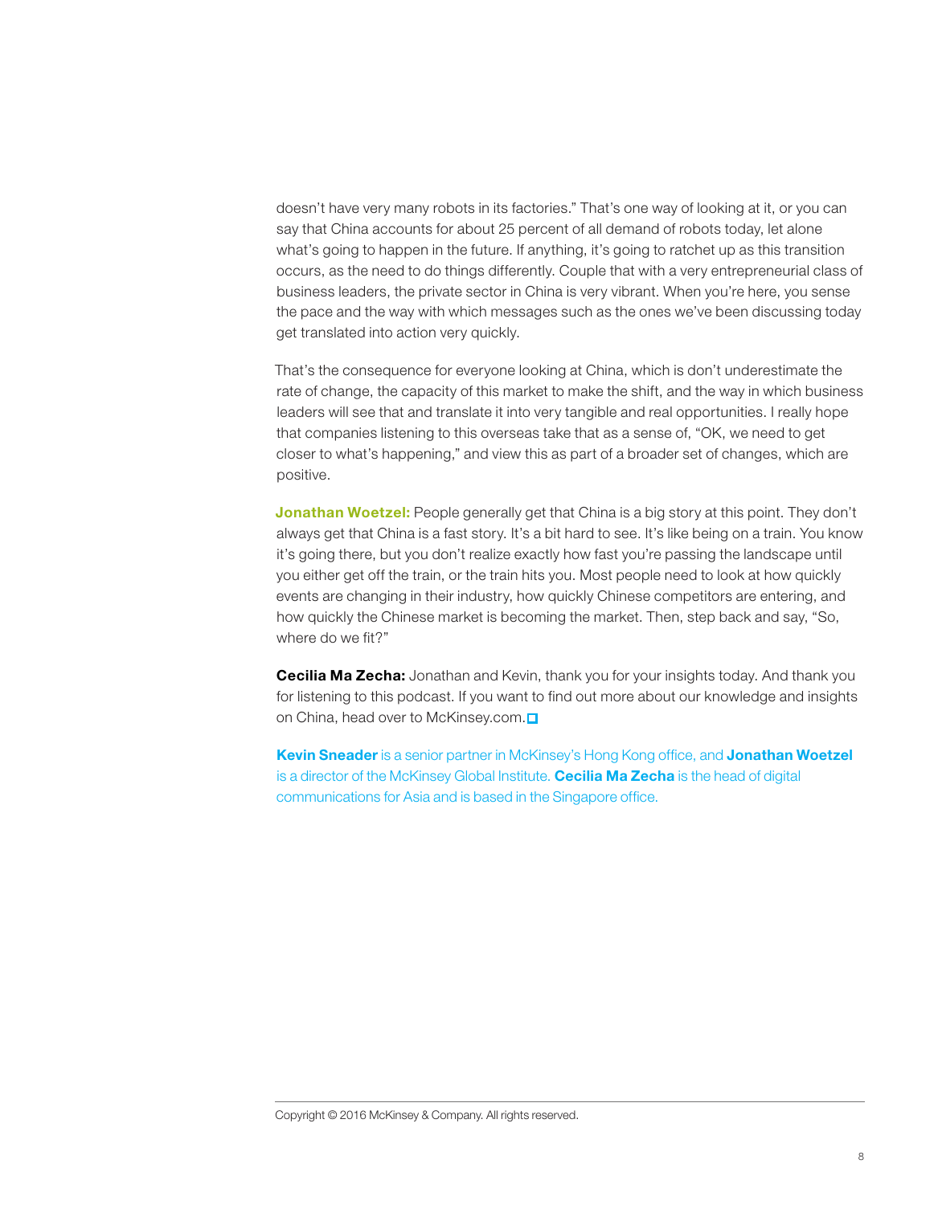doesn't have very many robots in its factories." That's one way of looking at it, or you can say that China accounts for about 25 percent of all demand of robots today, let alone what's going to happen in the future. If anything, it's going to ratchet up as this transition occurs, as the need to do things differently. Couple that with a very entrepreneurial class of business leaders, the private sector in China is very vibrant. When you're here, you sense the pace and the way with which messages such as the ones we've been discussing today get translated into action very quickly.

That's the consequence for everyone looking at China, which is don't underestimate the rate of change, the capacity of this market to make the shift, and the way in which business leaders will see that and translate it into very tangible and real opportunities. I really hope that companies listening to this overseas take that as a sense of, "OK, we need to get closer to what's happening," and view this as part of a broader set of changes, which are positive.

**Jonathan Woetzel:** People generally get that China is a big story at this point. They don't always get that China is a fast story. It's a bit hard to see. It's like being on a train. You know it's going there, but you don't realize exactly how fast you're passing the landscape until you either get off the train, or the train hits you. Most people need to look at how quickly events are changing in their industry, how quickly Chinese competitors are entering, and how quickly the Chinese market is becoming the market. Then, step back and say, "So, where do we fit?"

**Cecilia Ma Zecha:** Jonathan and Kevin, thank you for your insights today. And thank you for listening to this podcast. If you want to find out more about our knowledge and insights on China, head over to McKinsey.com.

**Kevin Sneader** is a senior partner in McKinsey's Hong Kong office, and **Jonathan Woetzel** is a director of the McKinsey Global Institute. **Cecilia Ma Zecha** is the head of digital communications for Asia and is based in the Singapore office.

Copyright © 2016 McKinsey & Company. All rights reserved.